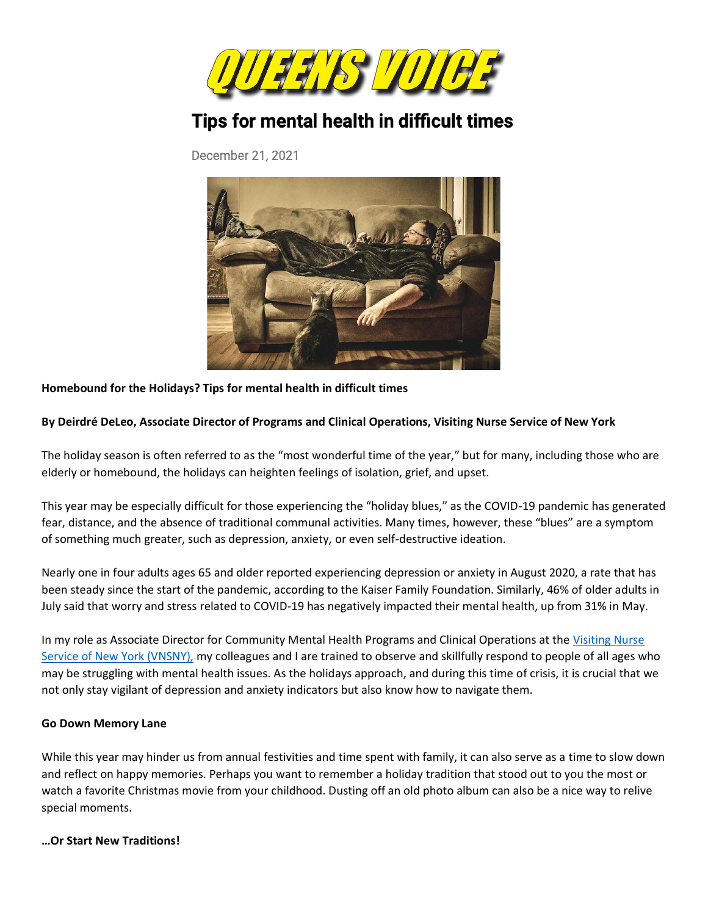QUEENS VOICE

# Tips for mental health in difficult times

December 21, 2021

**Homebound for the Holidays? Tips for mental health in difficult times**

**By Deirdré DeLeo, Associate Director of Programs and Clinical Operations, Visiting Nurse Service of New York**

The holiday season is often referred to as the "most wonderful time of the year," but for many, including those who are elderly or homebound, the holidays can heighten feelings of isolation, grief, and upset.

This year may be especially difficult for those experiencing the "holiday blues," as the COVID-19 pandemic has generated fear, distance, and the absence of traditional communal activities. Many times, however, these "blues" are a symptom of something much greater, such as depression, anxiety, or even self-destructive ideation.

Nearly one in four adults ages 65 and older reported experiencing depression or anxiety in August 2020, a rate that has been steady since the start of the pandemic, according to the Kaiser Family Foundation. Similarly, 46% of older adults in July said that worry and stress related to COVID-19 has negatively impacted their mental health, up from 31% in May.

In my role as Associate Director for Community Mental Health Programs and Clinical Operations at the Visiting Nurse Service of New York (VNSNY), my colleagues and I are trained to observe and skillfully respond to people of all ages who may be struggling with mental health issues. As the holidays approach, and during this time of crisis, it is crucial that we not only stay vigilant of depression and anxiety indicators but also know how to navigate them.

**Go Down Memory Lane**

While this year may hinder us from annual festivities and time spent with family, it can also serve as a time to slow down and reflect on happy memories. Perhaps you want to remember a holiday tradition that stood out to you the most or watch a favorite Christmas movie from your childhood. Dusting off an old photo album can also be a nice way to relive special moments.

**…Or Start New Traditions!**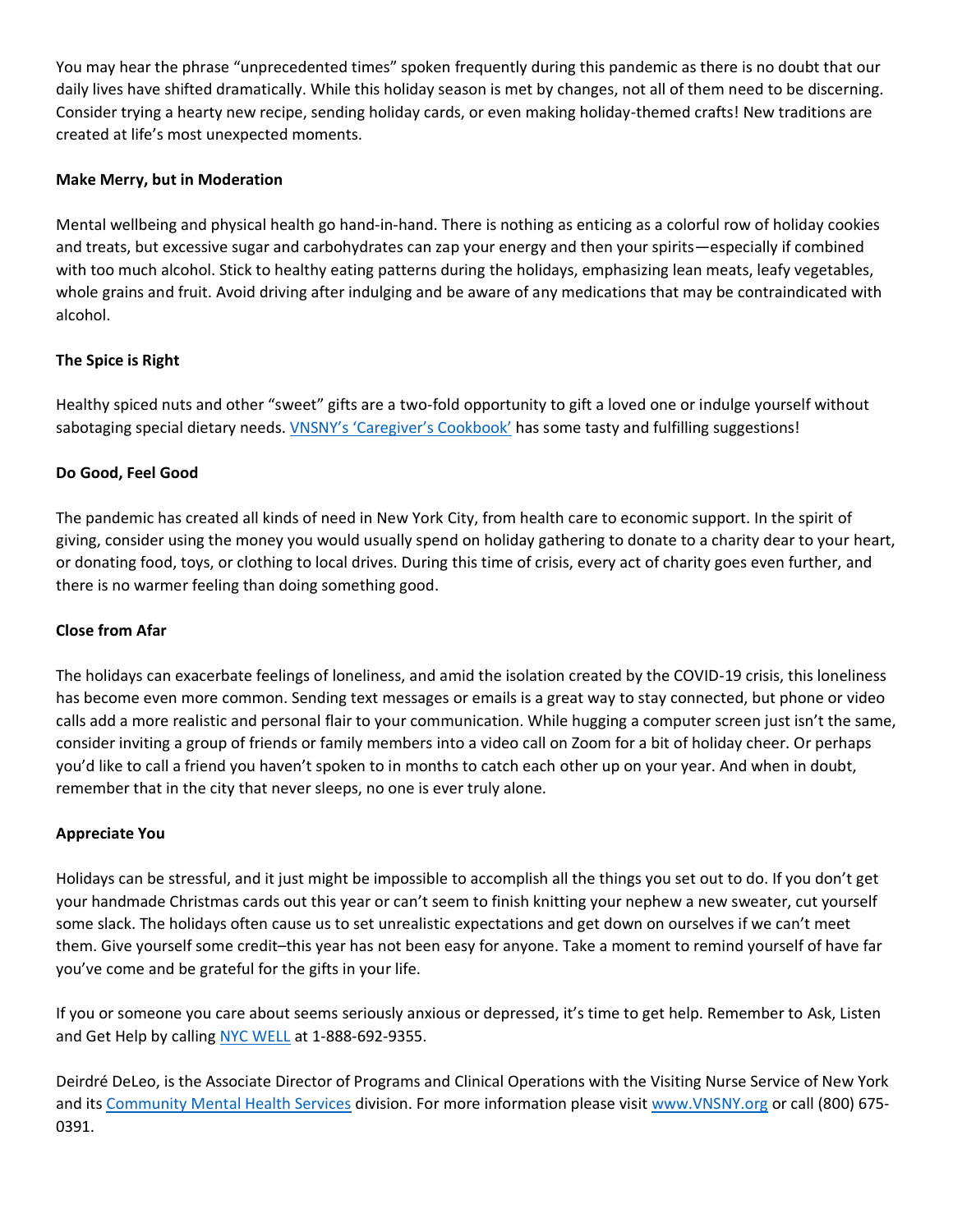You may hear the phrase "unprecedented times" spoken frequently during this pandemic as there is no doubt that our daily lives have shifted dramatically. While this holiday season is met by changes, not all of them need to be discerning. Consider trying a hearty new recipe, sending holiday cards, or even making holiday-themed crafts! New traditions are created at life's most unexpected moments.

**Make Merry, but in Moderation**

Mental wellbeing and physical health go hand-in-hand. There is nothing as enticing as a colorful row of holiday cookies and treats, but excessive sugar and carbohydrates can zap your energy and then your spirits—especially if combined with too much alcohol. Stick to healthy eating patterns during the holidays, emphasizing lean meats, leafy vegetables, whole grains and fruit. Avoid driving after indulging and be aware of any medications that may be contraindicated with alcohol.

**The Spice is Right**

Healthy spiced nuts and other "sweet" gifts are a two-fold opportunity to gift a loved one or indulge yourself without sabotaging special dietary needs. VNSNY's 'Caregiver's Cookbook' has some tasty and fulfilling suggestions!

**Do Good, Feel Good**

The pandemic has created all kinds of need in New York City, from health care to economic support. In the spirit of giving, consider using the money you would usually spend on holiday gathering to donate to a charity dear to your heart, or donating food, toys, or clothing to local drives. During this time of crisis, every act of charity goes even further, and there is no warmer feeling than doing something good.

**Close from Afar**

The holidays can exacerbate feelings of loneliness, and amid the isolation created by the COVID-19 crisis, this loneliness has become even more common. Sending text messages or emails is a great way to stay connected, but phone or video calls add a more realistic and personal flair to your communication. While hugging a computer screen just isn't the same, consider inviting a group of friends or family members into a video call on Zoom for a bit of holiday cheer. Or perhaps you'd like to call a friend you haven't spoken to in months to catch each other up on your year. And when in doubt, remember that in the city that never sleeps, no one is ever truly alone.

**Appreciate You**

Holidays can be stressful, and it just might be impossible to accomplish all the things you set out to do. If you don't get your handmade Christmas cards out this year or can't seem to finish knitting your nephew a new sweater, cut yourself some slack. The holidays often cause us to set unrealistic expectations and get down on ourselves if we can't meet them. Give yourself some credit–this year has not been easy for anyone. Take a moment to remind yourself of have far you've come and be grateful for the gifts in your life.

If you or someone you care about seems seriously anxious or depressed, it's time to get help. Remember to Ask, Listen and Get Help by calling NYC WELL at 1-888-692-9355.

Deirdré DeLeo, is the Associate Director of Programs and Clinical Operations with the Visiting Nurse Service of New York and its Community Mental Health Services division. For more information please visit www.VNSNY.org or call (800) 675-0391.